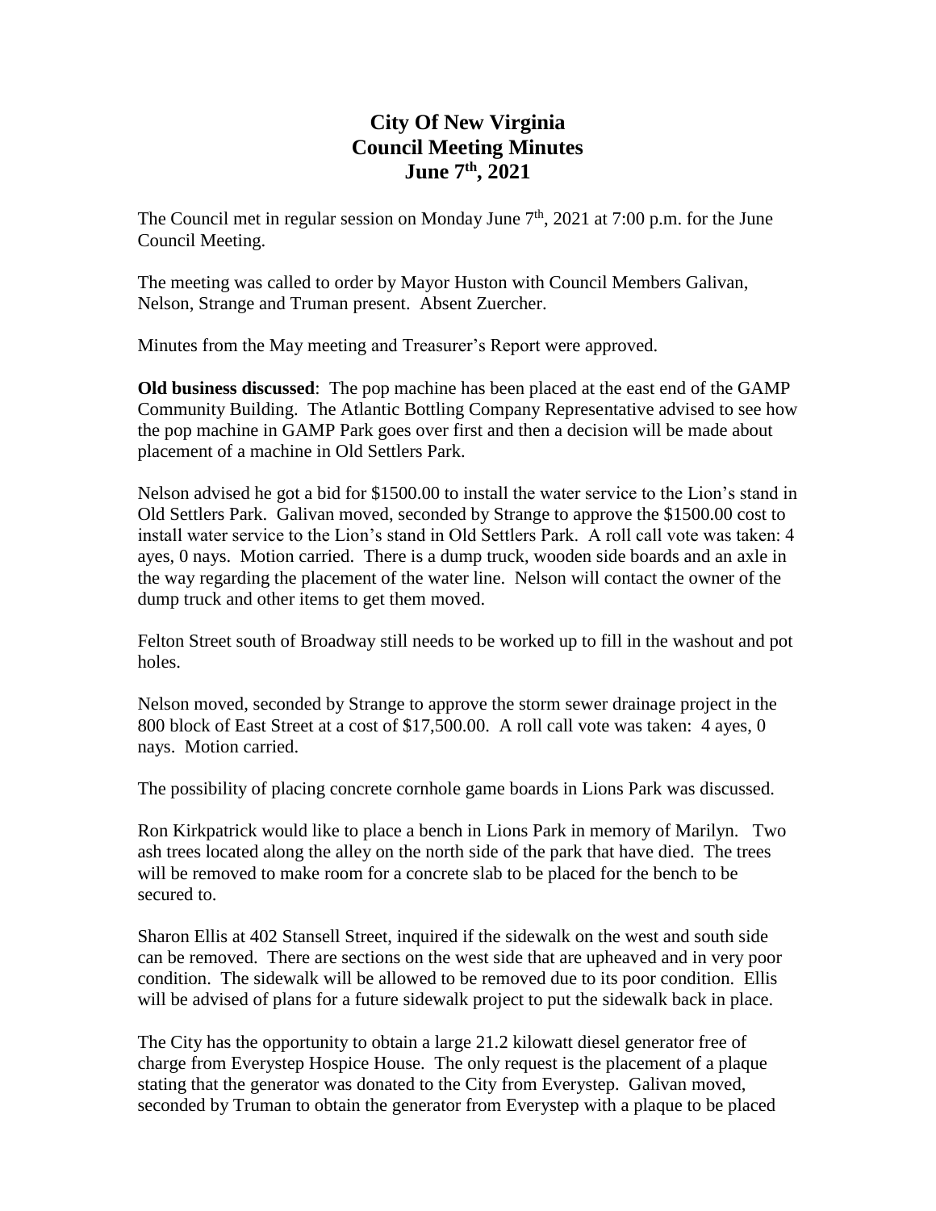# City Of New Virginia
# Council Meeting Minutes
# June 7th, 2021

The Council met in regular session on Monday June 7th, 2021 at 7:00 p.m. for the June Council Meeting.

The meeting was called to order by Mayor Huston with Council Members Galivan, Nelson, Strange and Truman present. Absent Zuercher.

Minutes from the May meeting and Treasurer's Report were approved.

**Old business discussed**: The pop machine has been placed at the east end of the GAMP Community Building. The Atlantic Bottling Company Representative advised to see how the pop machine in GAMP Park goes over first and then a decision will be made about placement of a machine in Old Settlers Park.

Nelson advised he got a bid for $1500.00 to install the water service to the Lion's stand in Old Settlers Park. Galivan moved, seconded by Strange to approve the $1500.00 cost to install water service to the Lion's stand in Old Settlers Park. A roll call vote was taken: 4 ayes, 0 nays. Motion carried. There is a dump truck, wooden side boards and an axle in the way regarding the placement of the water line. Nelson will contact the owner of the dump truck and other items to get them moved.

Felton Street south of Broadway still needs to be worked up to fill in the washout and pot holes.

Nelson moved, seconded by Strange to approve the storm sewer drainage project in the 800 block of East Street at a cost of $17,500.00. A roll call vote was taken: 4 ayes, 0 nays. Motion carried.

The possibility of placing concrete cornhole game boards in Lions Park was discussed.

Ron Kirkpatrick would like to place a bench in Lions Park in memory of Marilyn. Two ash trees located along the alley on the north side of the park that have died. The trees will be removed to make room for a concrete slab to be placed for the bench to be secured to.

Sharon Ellis at 402 Stansell Street, inquired if the sidewalk on the west and south side can be removed. There are sections on the west side that are upheaved and in very poor condition. The sidewalk will be allowed to be removed due to its poor condition. Ellis will be advised of plans for a future sidewalk project to put the sidewalk back in place.

The City has the opportunity to obtain a large 21.2 kilowatt diesel generator free of charge from Everystep Hospice House. The only request is the placement of a plaque stating that the generator was donated to the City from Everystep. Galivan moved, seconded by Truman to obtain the generator from Everystep with a plaque to be placed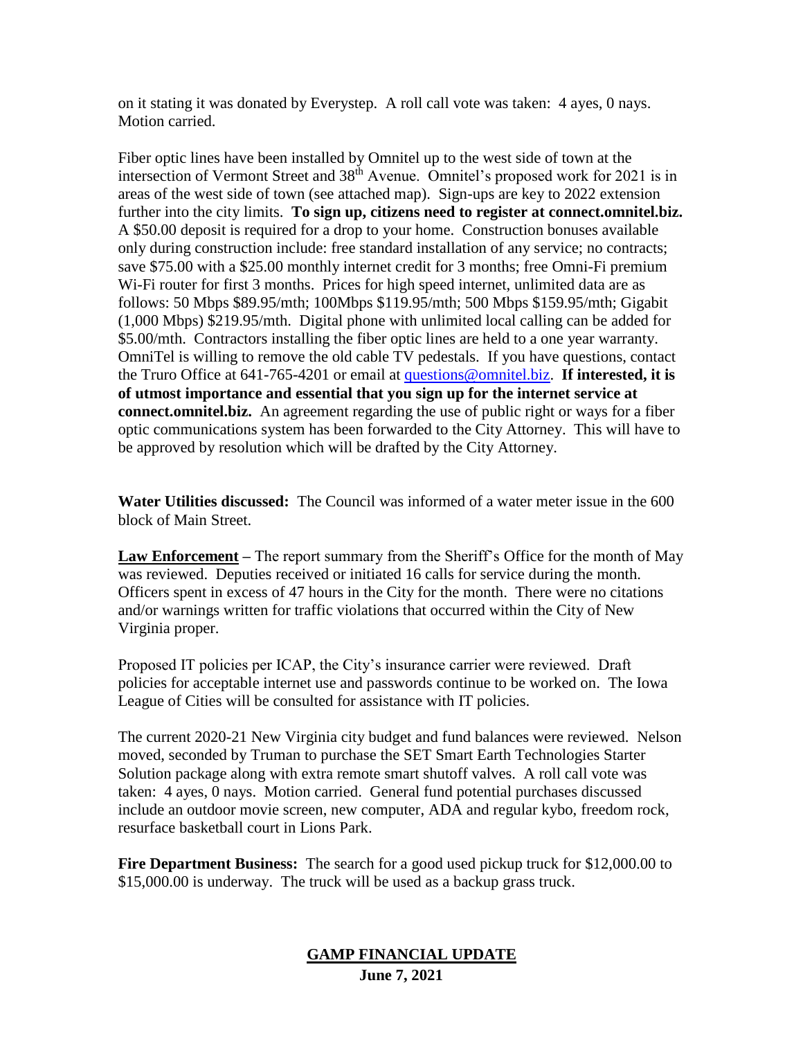on it stating it was donated by Everystep. A roll call vote was taken: 4 ayes, 0 nays. Motion carried.

Fiber optic lines have been installed by Omnitel up to the west side of town at the intersection of Vermont Street and 38th Avenue. Omnitel's proposed work for 2021 is in areas of the west side of town (see attached map). Sign-ups are key to 2022 extension further into the city limits. **To sign up, citizens need to register at connect.omnitel.biz.** A $50.00 deposit is required for a drop to your home. Construction bonuses available only during construction include: free standard installation of any service; no contracts; save $75.00 with a $25.00 monthly internet credit for 3 months; free Omni-Fi premium Wi-Fi router for first 3 months. Prices for high speed internet, unlimited data are as follows: 50 Mbps $89.95/mth; 100Mbps $119.95/mth; 500 Mbps $159.95/mth; Gigabit (1,000 Mbps) $219.95/mth. Digital phone with unlimited local calling can be added for $5.00/mth. Contractors installing the fiber optic lines are held to a one year warranty. OmniTel is willing to remove the old cable TV pedestals. If you have questions, contact the Truro Office at 641-765-4201 or email at questions@omnitel.biz. **If interested, it is of utmost importance and essential that you sign up for the internet service at connect.omnitel.biz.** An agreement regarding the use of public right or ways for a fiber optic communications system has been forwarded to the City Attorney. This will have to be approved by resolution which will be drafted by the City Attorney.

**Water Utilities discussed:** The Council was informed of a water meter issue in the 600 block of Main Street.

**Law Enforcement** – The report summary from the Sheriff's Office for the month of May was reviewed. Deputies received or initiated 16 calls for service during the month. Officers spent in excess of 47 hours in the City for the month. There were no citations and/or warnings written for traffic violations that occurred within the City of New Virginia proper.

Proposed IT policies per ICAP, the City's insurance carrier were reviewed. Draft policies for acceptable internet use and passwords continue to be worked on. The Iowa League of Cities will be consulted for assistance with IT policies.

The current 2020-21 New Virginia city budget and fund balances were reviewed. Nelson moved, seconded by Truman to purchase the SET Smart Earth Technologies Starter Solution package along with extra remote smart shutoff valves. A roll call vote was taken: 4 ayes, 0 nays. Motion carried. General fund potential purchases discussed include an outdoor movie screen, new computer, ADA and regular kybo, freedom rock, resurface basketball court in Lions Park.

**Fire Department Business:** The search for a good used pickup truck for $12,000.00 to $15,000.00 is underway. The truck will be used as a backup grass truck.

## GAMP FINANCIAL UPDATE

**June 7, 2021**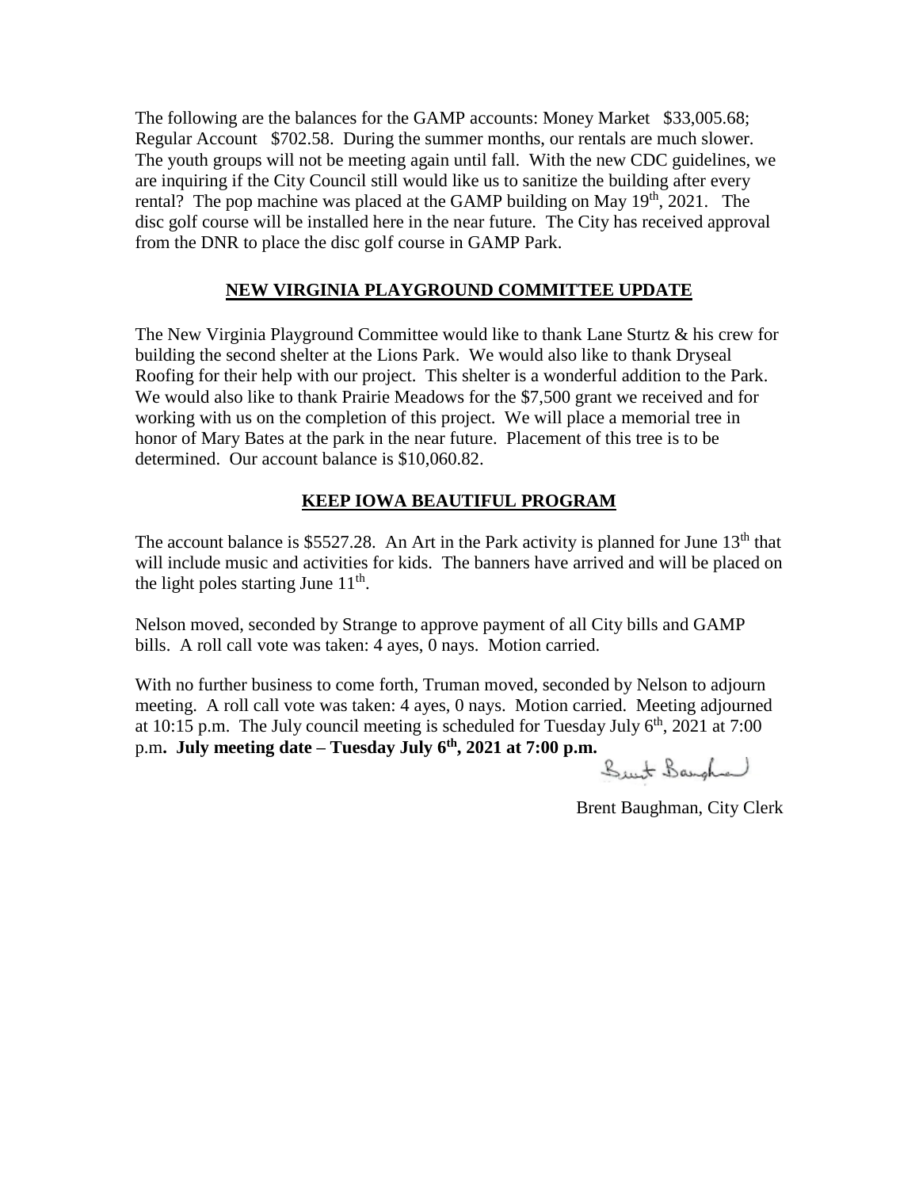The following are the balances for the GAMP accounts: Money Market $33,005.68; Regular Account $702.58. During the summer months, our rentals are much slower. The youth groups will not be meeting again until fall. With the new CDC guidelines, we are inquiring if the City Council still would like us to sanitize the building after every rental? The pop machine was placed at the GAMP building on May 19th, 2021. The disc golf course will be installed here in the near future. The City has received approval from the DNR to place the disc golf course in GAMP Park.

## NEW VIRGINIA PLAYGROUND COMMITTEE UPDATE

The New Virginia Playground Committee would like to thank Lane Sturtz & his crew for building the second shelter at the Lions Park. We would also like to thank Dryseal Roofing for their help with our project. This shelter is a wonderful addition to the Park. We would also like to thank Prairie Meadows for the $7,500 grant we received and for working with us on the completion of this project. We will place a memorial tree in honor of Mary Bates at the park in the near future. Placement of this tree is to be determined. Our account balance is $10,060.82.

## KEEP IOWA BEAUTIFUL PROGRAM

The account balance is $5527.28. An Art in the Park activity is planned for June 13th that will include music and activities for kids. The banners have arrived and will be placed on the light poles starting June 11th.

Nelson moved, seconded by Strange to approve payment of all City bills and GAMP bills. A roll call vote was taken: 4 ayes, 0 nays. Motion carried.

With no further business to come forth, Truman moved, seconded by Nelson to adjourn meeting. A roll call vote was taken: 4 ayes, 0 nays. Motion carried. Meeting adjourned at 10:15 p.m. The July council meeting is scheduled for Tuesday July 6th, 2021 at 7:00 p.m. **July meeting date – Tuesday July 6th, 2021 at 7:00 p.m.**

Brent Baughman, City Clerk